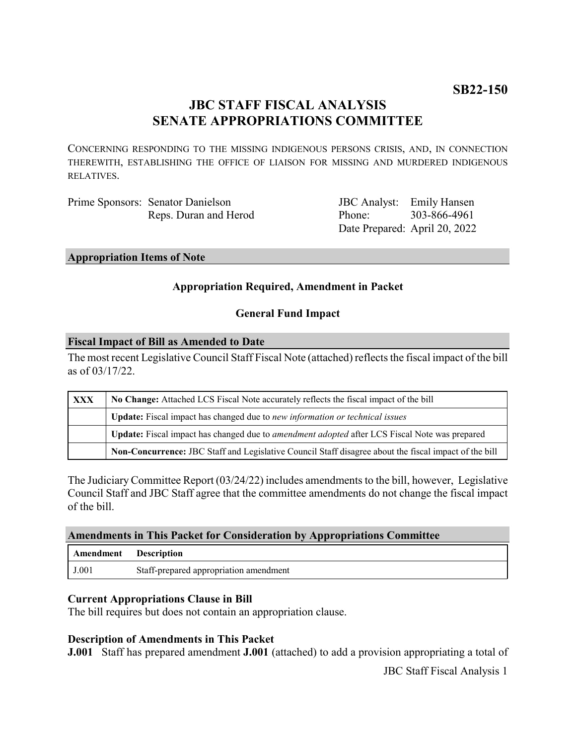**SB22-150**

# JBC STAFF FISCAL ANALYSIS
# SENATE APPROPRIATIONS COMMITTEE

CONCERNING RESPONDING TO THE MISSING INDIGENOUS PERSONS CRISIS, AND, IN CONNECTION THEREWITH, ESTABLISHING THE OFFICE OF LIAISON FOR MISSING AND MURDERED INDIGENOUS RELATIVES.

| | | | |
|---|---|---|---|
| Prime Sponsors: | Senator Danielson | JBC Analyst: | Emily Hansen |
| | Reps. Duran and Herod | Phone: | 303-866-4961 |
| | | Date Prepared: | April 20, 2022 |

## Appropriation Items of Note

**Appropriation Required, Amendment in Packet**

**General Fund Impact**

## Fiscal Impact of Bill as Amended to Date

The most recent Legislative Council Staff Fiscal Note (attached) reflects the fiscal impact of the bill as of 03/17/22.

| | |
|---|---|
| **XXX** | **No Change:** Attached LCS Fiscal Note accurately reflects the fiscal impact of the bill |
| | **Update:** Fiscal impact has changed due to *new information or technical issues* |
| | **Update:** Fiscal impact has changed due to *amendment adopted* after LCS Fiscal Note was prepared |
| | **Non-Concurrence:** JBC Staff and Legislative Council Staff disagree about the fiscal impact of the bill |

The Judiciary Committee Report (03/24/22) includes amendments to the bill, however, Legislative Council Staff and JBC Staff agree that the committee amendments do not change the fiscal impact of the bill.

## Amendments in This Packet for Consideration by Appropriations Committee

| Amendment | Description |
|---|---|
| J.001 | Staff-prepared appropriation amendment |

### Current Appropriations Clause in Bill

The bill requires but does not contain an appropriation clause.

### Description of Amendments in This Packet

**J.001** Staff has prepared amendment **J.001** (attached) to add a provision appropriating a total of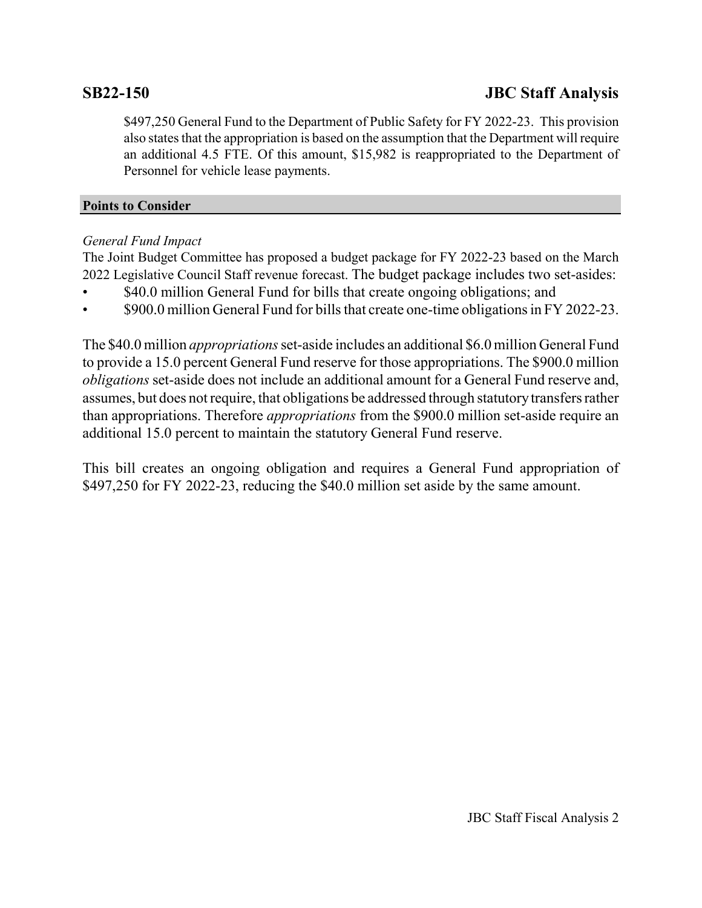$497,250 General Fund to the Department of Public Safety for FY 2022-23. This provision also states that the appropriation is based on the assumption that the Department will require an additional 4.5 FTE. Of this amount, $15,982 is reappropriated to the Department of Personnel for vehicle lease payments.

## Points to Consider

*General Fund Impact*

The Joint Budget Committee has proposed a budget package for FY 2022-23 based on the March 2022 Legislative Council Staff revenue forecast. The budget package includes two set-asides:

- $40.0 million General Fund for bills that create ongoing obligations; and
- $900.0 million General Fund for bills that create one-time obligations in FY 2022-23.

The $40.0 million *appropriations* set-aside includes an additional $6.0 million General Fund to provide a 15.0 percent General Fund reserve for those appropriations. The $900.0 million *obligations* set-aside does not include an additional amount for a General Fund reserve and, assumes, but does not require, that obligations be addressed through statutory transfers rather than appropriations. Therefore *appropriations* from the $900.0 million set-aside require an additional 15.0 percent to maintain the statutory General Fund reserve.

This bill creates an ongoing obligation and requires a General Fund appropriation of $497,250 for FY 2022-23, reducing the $40.0 million set aside by the same amount.